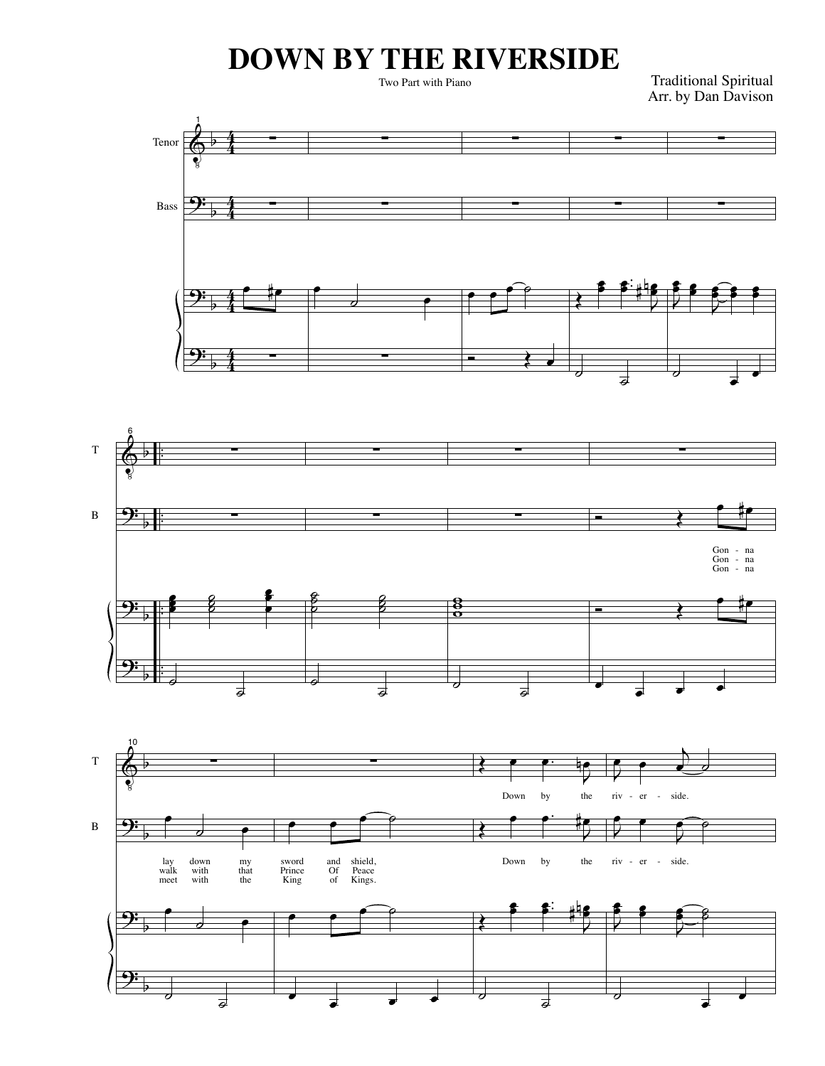# DOWN BY THE RIVERSIDE

Two Part with Piano

Traditional Spiritual
Arr. by Dan Davison

Tenor

Bass

Gon - na lay down my sword and shield, Down by the riv - er - side.

Gon - na walk with that Prince Of Peace

Gon - na meet with the King of Kings.

Down by the riv - er - side.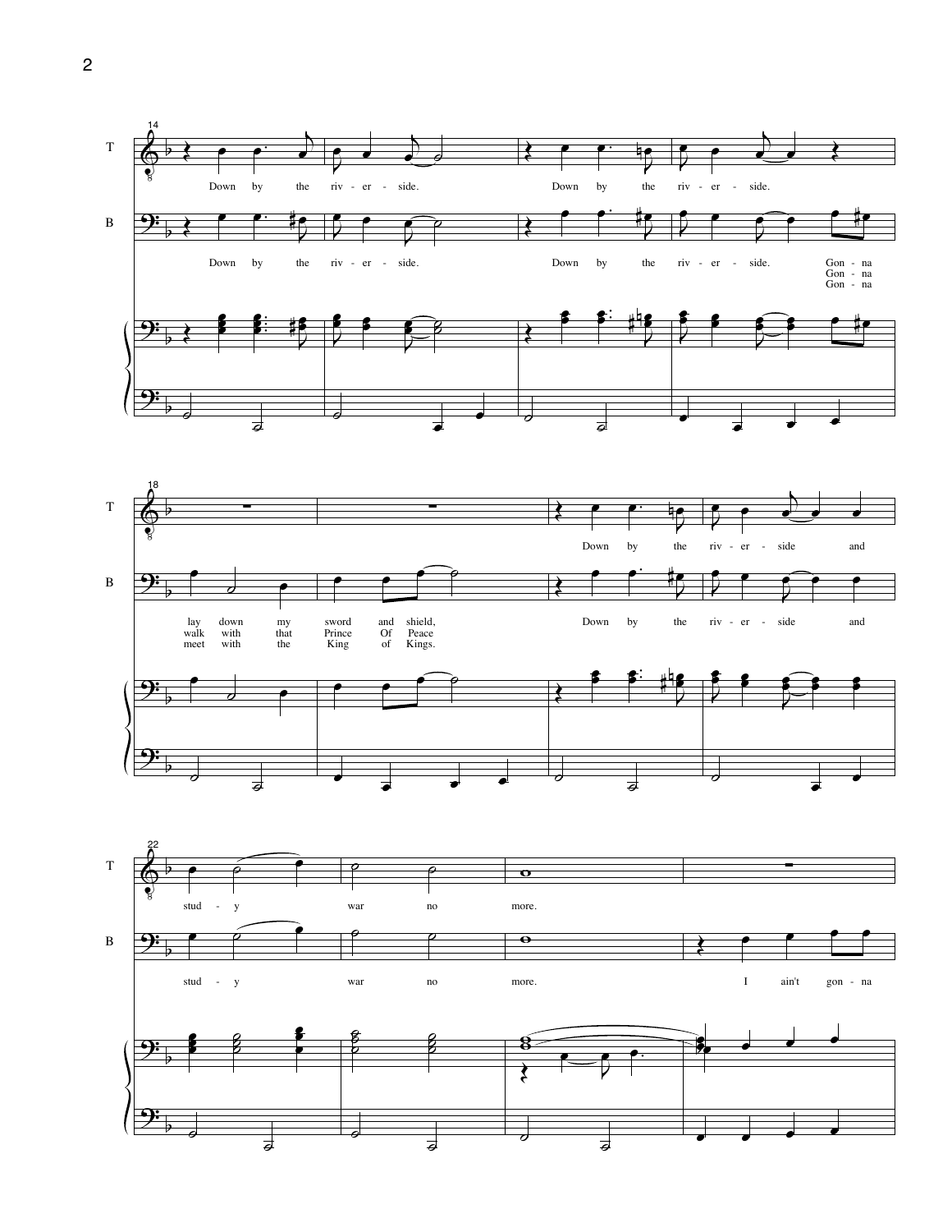T

Down by the riv - er - side. Down by the riv - er - side.

B

Down by the riv - er - side. Down by the riv - er - side. Gon - na

Gon - na

Gon - na

T

Down by the riv - er - side and

B

lay down my sword and shield, Down by the riv - er - side and

walk with that Prince Of Peace

meet with the King of Kings.

T

stud - y war no more.

B

stud - y war no more. I ain't gon - na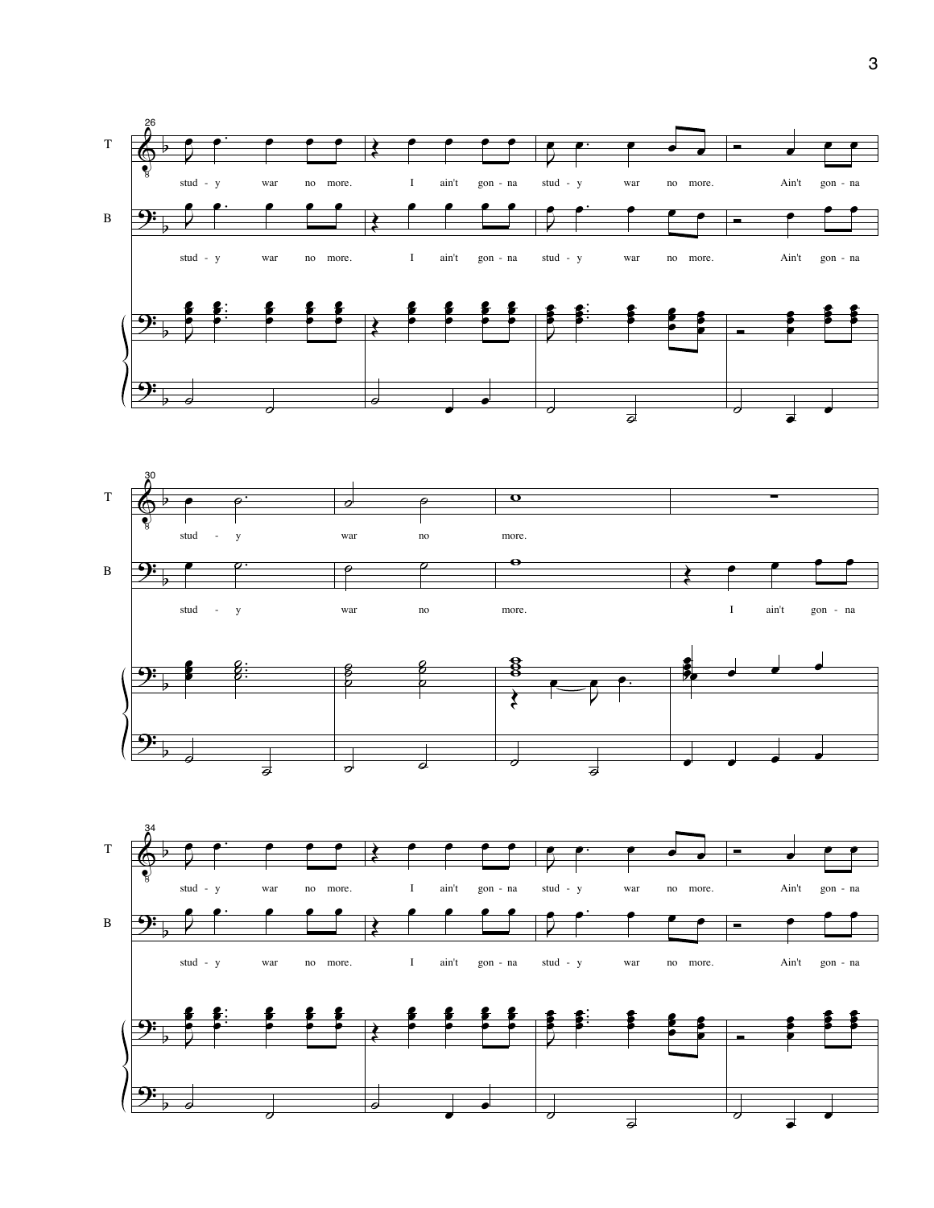T

B

stud - y war no more. I ain't gon - na stud - y war no more. Ain't gon - na

stud - y war no more. I ain't gon - na stud - y war no more. Ain't gon - na

stud - y war no more.

stud - y war no more. I ain't gon - na

stud - y war no more. I ain't gon - na stud - y war no more. Ain't gon - na

stud - y war no more. I ain't gon - na stud - y war no more. Ain't gon - na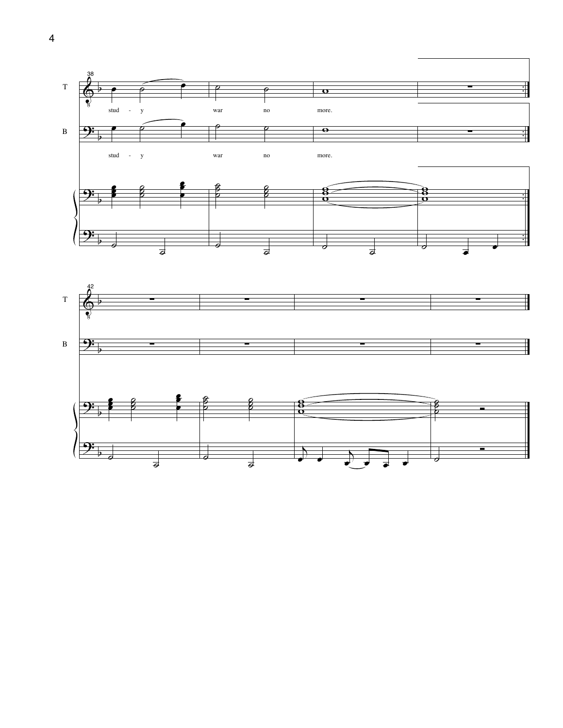T

stud - y war no more.

B

stud - y war no more.

T

B